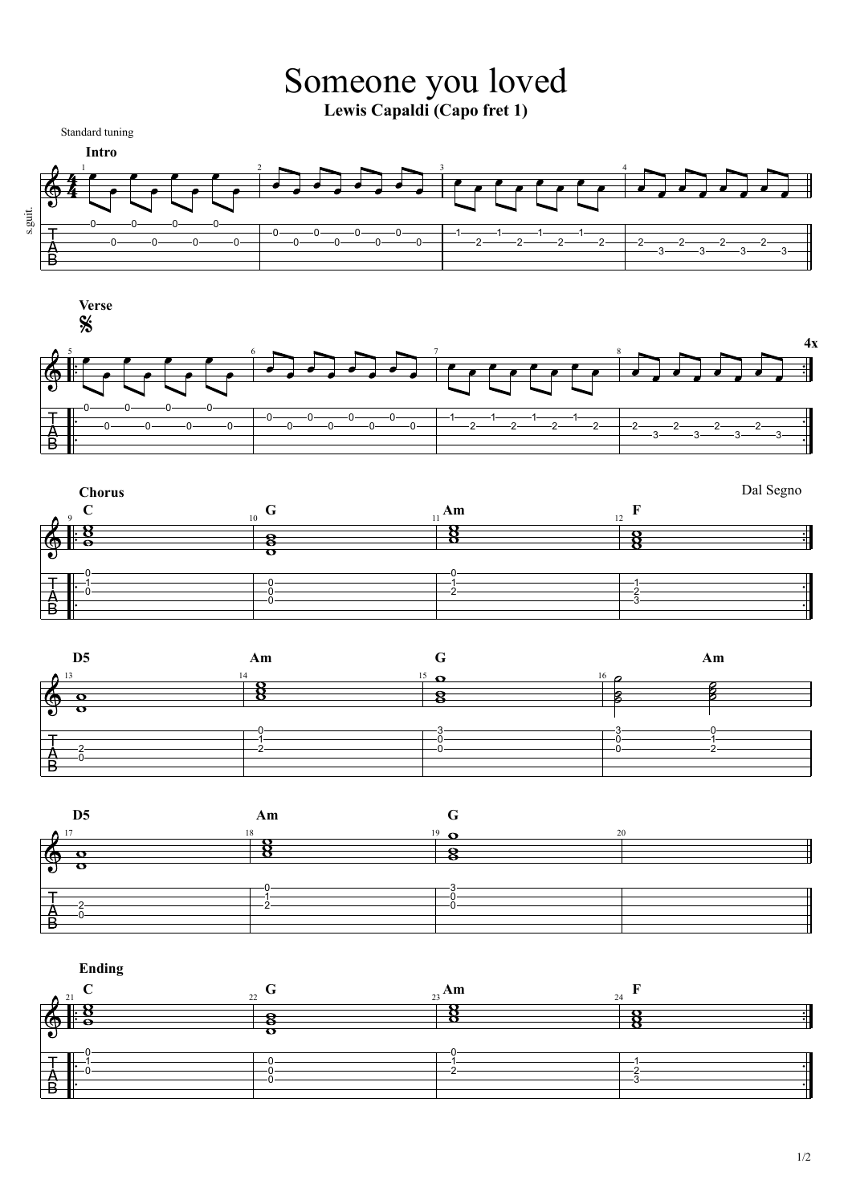# Someone you loved

**Lewis Capaldi (Capo fret 1)**

Standard tuning

**Intro**

**Verse**

4x

**Chorus**

Dal Segno

C G Am F

D5 Am G Am

D5 Am G

**Ending**

C G Am F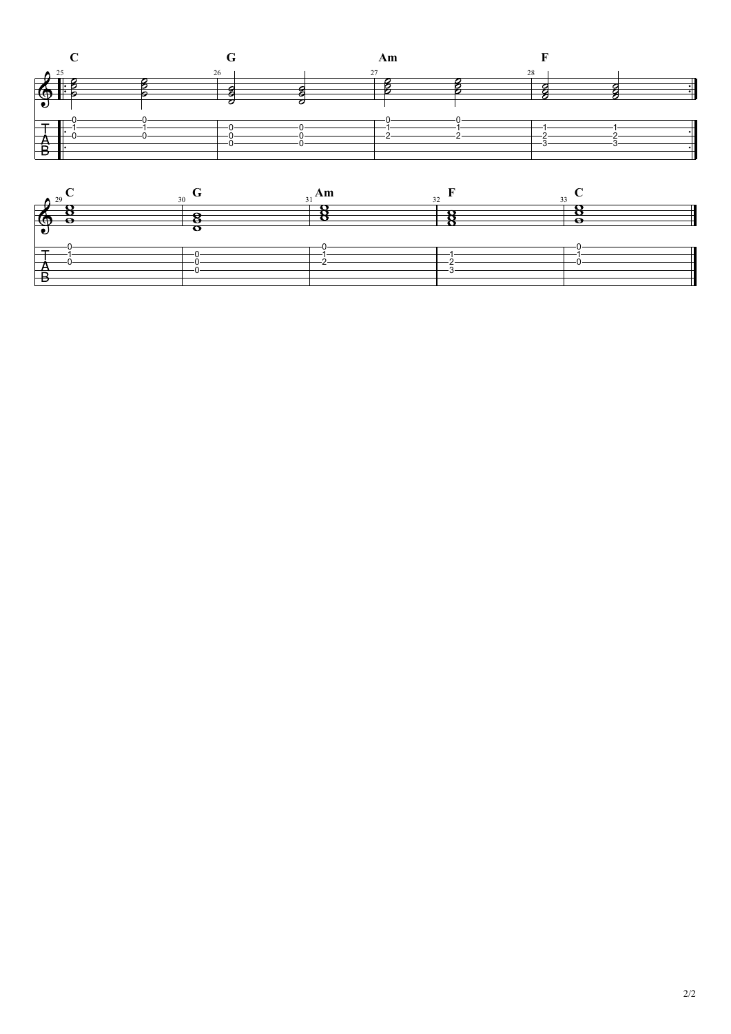C G Am F

C G Am F C